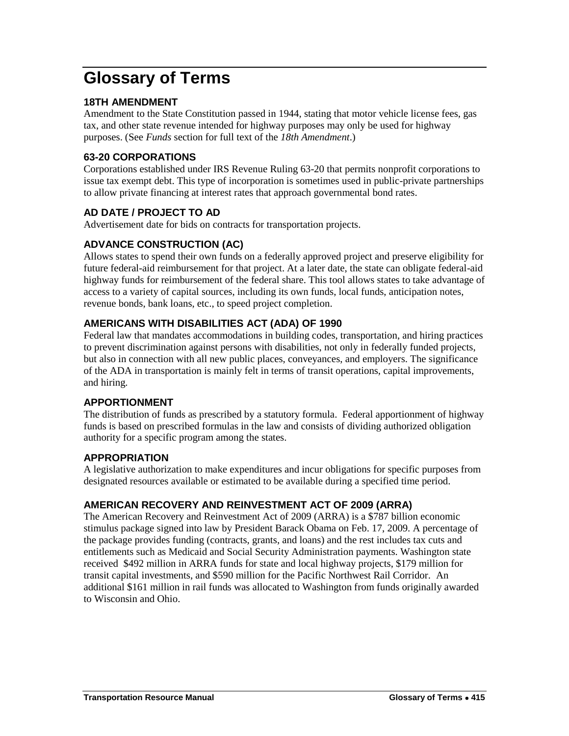# Glossary of Terms

### 18TH AMENDMENT

Amendment to the State Constitution passed in 1944, stating that motor vehicle license fees, gas tax, and other state revenue intended for highway purposes may only be used for highway purposes. (See *Funds* section for full text of the *18th Amendment*.)

### 63-20 CORPORATIONS

Corporations established under IRS Revenue Ruling 63-20 that permits nonprofit corporations to issue tax exempt debt. This type of incorporation is sometimes used in public-private partnerships to allow private financing at interest rates that approach governmental bond rates.

### AD DATE / PROJECT TO AD

Advertisement date for bids on contracts for transportation projects.

### ADVANCE CONSTRUCTION (AC)

Allows states to spend their own funds on a federally approved project and preserve eligibility for future federal-aid reimbursement for that project. At a later date, the state can obligate federal-aid highway funds for reimbursement of the federal share. This tool allows states to take advantage of access to a variety of capital sources, including its own funds, local funds, anticipation notes, revenue bonds, bank loans, etc., to speed project completion.

### AMERICANS WITH DISABILITIES ACT (ADA) OF 1990

Federal law that mandates accommodations in building codes, transportation, and hiring practices to prevent discrimination against persons with disabilities, not only in federally funded projects, but also in connection with all new public places, conveyances, and employers. The significance of the ADA in transportation is mainly felt in terms of transit operations, capital improvements, and hiring.

### APPORTIONMENT

The distribution of funds as prescribed by a statutory formula. Federal apportionment of highway funds is based on prescribed formulas in the law and consists of dividing authorized obligation authority for a specific program among the states.

### APPROPRIATION

A legislative authorization to make expenditures and incur obligations for specific purposes from designated resources available or estimated to be available during a specified time period.

### AMERICAN RECOVERY AND REINVESTMENT ACT OF 2009 (ARRA)

The American Recovery and Reinvestment Act of 2009 (ARRA) is a $787 billion economic stimulus package signed into law by President Barack Obama on Feb. 17, 2009. A percentage of the package provides funding (contracts, grants, and loans) and the rest includes tax cuts and entitlements such as Medicaid and Social Security Administration payments. Washington state received $492 million in ARRA funds for state and local highway projects, $179 million for transit capital investments, and $590 million for the Pacific Northwest Rail Corridor. An additional $161 million in rail funds was allocated to Washington from funds originally awarded to Wisconsin and Ohio.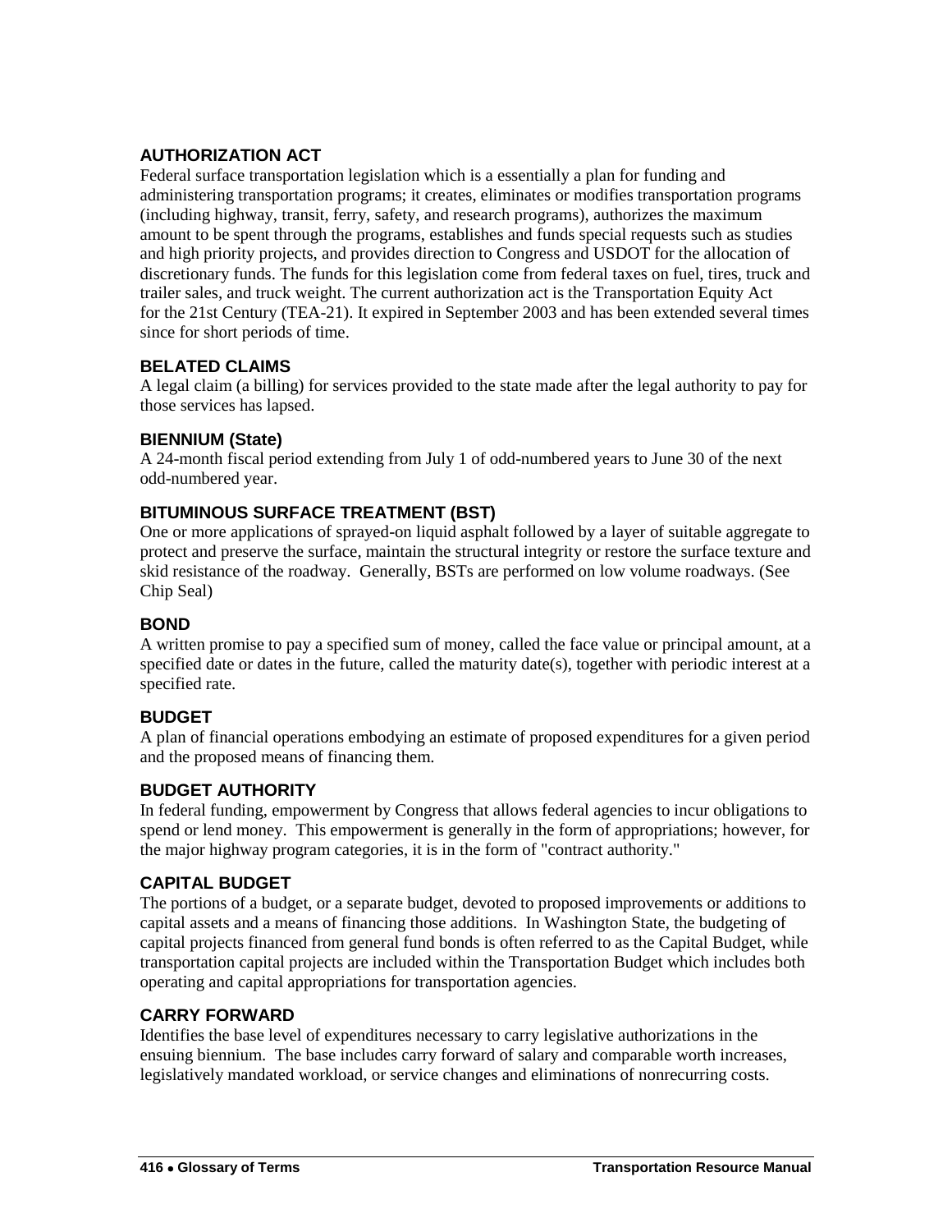### AUTHORIZATION ACT

Federal surface transportation legislation which is a essentially a plan for funding and administering transportation programs; it creates, eliminates or modifies transportation programs (including highway, transit, ferry, safety, and research programs), authorizes the maximum amount to be spent through the programs, establishes and funds special requests such as studies and high priority projects, and provides direction to Congress and USDOT for the allocation of discretionary funds. The funds for this legislation come from federal taxes on fuel, tires, truck and trailer sales, and truck weight. The current authorization act is the Transportation Equity Act for the 21st Century (TEA-21). It expired in September 2003 and has been extended several times since for short periods of time.

### BELATED CLAIMS

A legal claim (a billing) for services provided to the state made after the legal authority to pay for those services has lapsed.

### BIENNIUM (State)

A 24-month fiscal period extending from July 1 of odd-numbered years to June 30 of the next odd-numbered year.

### BITUMINOUS SURFACE TREATMENT (BST)

One or more applications of sprayed-on liquid asphalt followed by a layer of suitable aggregate to protect and preserve the surface, maintain the structural integrity or restore the surface texture and skid resistance of the roadway. Generally, BSTs are performed on low volume roadways. (See Chip Seal)

### BOND

A written promise to pay a specified sum of money, called the face value or principal amount, at a specified date or dates in the future, called the maturity date(s), together with periodic interest at a specified rate.

### BUDGET

A plan of financial operations embodying an estimate of proposed expenditures for a given period and the proposed means of financing them.

### BUDGET AUTHORITY

In federal funding, empowerment by Congress that allows federal agencies to incur obligations to spend or lend money. This empowerment is generally in the form of appropriations; however, for the major highway program categories, it is in the form of "contract authority."

### CAPITAL BUDGET

The portions of a budget, or a separate budget, devoted to proposed improvements or additions to capital assets and a means of financing those additions. In Washington State, the budgeting of capital projects financed from general fund bonds is often referred to as the Capital Budget, while transportation capital projects are included within the Transportation Budget which includes both operating and capital appropriations for transportation agencies.

### CARRY FORWARD

Identifies the base level of expenditures necessary to carry legislative authorizations in the ensuing biennium. The base includes carry forward of salary and comparable worth increases, legislatively mandated workload, or service changes and eliminations of nonrecurring costs.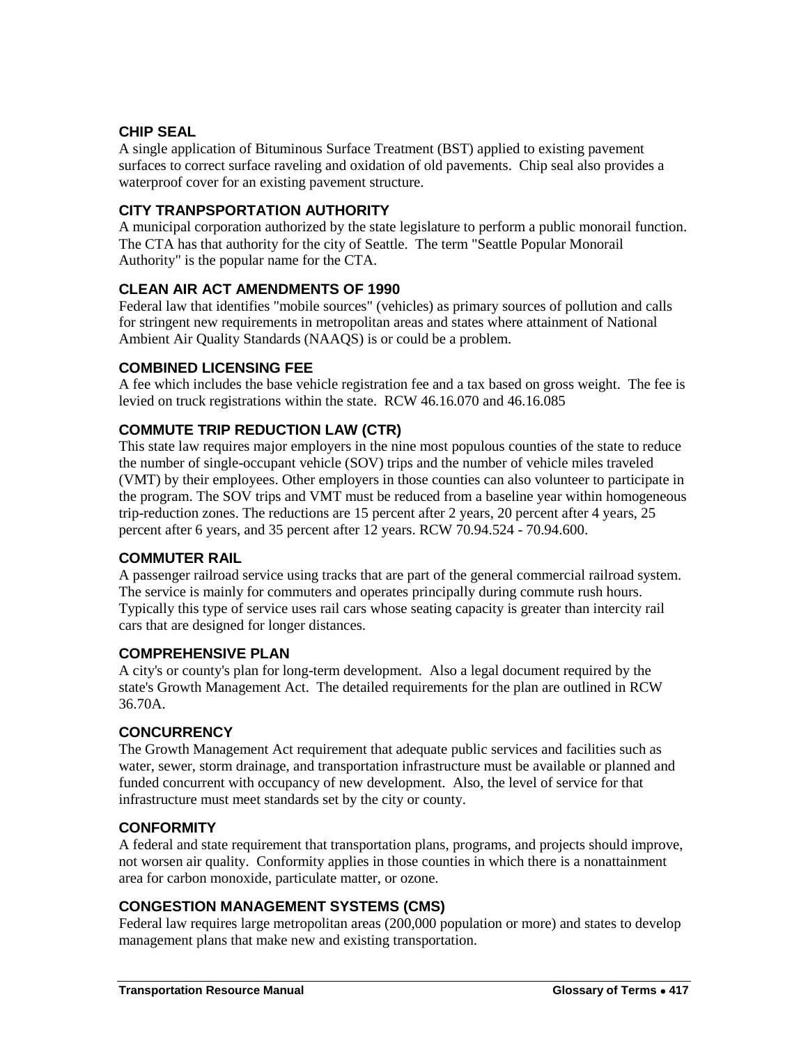### CHIP SEAL

A single application of Bituminous Surface Treatment (BST) applied to existing pavement surfaces to correct surface raveling and oxidation of old pavements. Chip seal also provides a waterproof cover for an existing pavement structure.

### CITY TRANPSPORTATION AUTHORITY

A municipal corporation authorized by the state legislature to perform a public monorail function. The CTA has that authority for the city of Seattle. The term "Seattle Popular Monorail Authority" is the popular name for the CTA.

### CLEAN AIR ACT AMENDMENTS OF 1990

Federal law that identifies "mobile sources" (vehicles) as primary sources of pollution and calls for stringent new requirements in metropolitan areas and states where attainment of National Ambient Air Quality Standards (NAAQS) is or could be a problem.

### COMBINED LICENSING FEE

A fee which includes the base vehicle registration fee and a tax based on gross weight. The fee is levied on truck registrations within the state. RCW 46.16.070 and 46.16.085

### COMMUTE TRIP REDUCTION LAW (CTR)

This state law requires major employers in the nine most populous counties of the state to reduce the number of single-occupant vehicle (SOV) trips and the number of vehicle miles traveled (VMT) by their employees. Other employers in those counties can also volunteer to participate in the program. The SOV trips and VMT must be reduced from a baseline year within homogeneous trip-reduction zones. The reductions are 15 percent after 2 years, 20 percent after 4 years, 25 percent after 6 years, and 35 percent after 12 years. RCW 70.94.524 - 70.94.600.

### COMMUTER RAIL

A passenger railroad service using tracks that are part of the general commercial railroad system. The service is mainly for commuters and operates principally during commute rush hours. Typically this type of service uses rail cars whose seating capacity is greater than intercity rail cars that are designed for longer distances.

### COMPREHENSIVE PLAN

A city's or county's plan for long-term development. Also a legal document required by the state's Growth Management Act. The detailed requirements for the plan are outlined in RCW 36.70A.

### CONCURRENCY

The Growth Management Act requirement that adequate public services and facilities such as water, sewer, storm drainage, and transportation infrastructure must be available or planned and funded concurrent with occupancy of new development. Also, the level of service for that infrastructure must meet standards set by the city or county.

### CONFORMITY

A federal and state requirement that transportation plans, programs, and projects should improve, not worsen air quality. Conformity applies in those counties in which there is a nonattainment area for carbon monoxide, particulate matter, or ozone.

### CONGESTION MANAGEMENT SYSTEMS (CMS)

Federal law requires large metropolitan areas (200,000 population or more) and states to develop management plans that make new and existing transportation.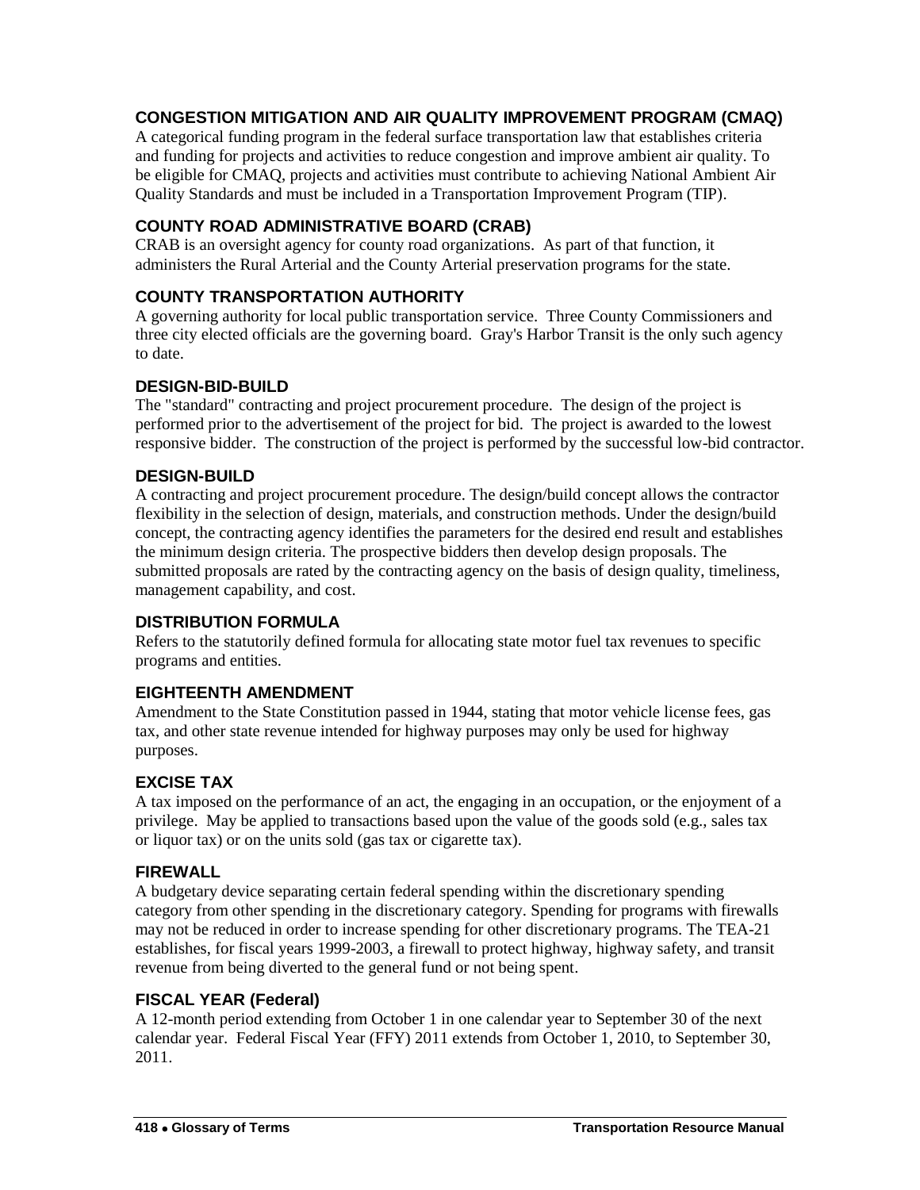### CONGESTION MITIGATION AND AIR QUALITY IMPROVEMENT PROGRAM (CMAQ)

A categorical funding program in the federal surface transportation law that establishes criteria and funding for projects and activities to reduce congestion and improve ambient air quality. To be eligible for CMAQ, projects and activities must contribute to achieving National Ambient Air Quality Standards and must be included in a Transportation Improvement Program (TIP).

### COUNTY ROAD ADMINISTRATIVE BOARD (CRAB)

CRAB is an oversight agency for county road organizations. As part of that function, it administers the Rural Arterial and the County Arterial preservation programs for the state.

### COUNTY TRANSPORTATION AUTHORITY

A governing authority for local public transportation service. Three County Commissioners and three city elected officials are the governing board. Gray's Harbor Transit is the only such agency to date.

### DESIGN-BID-BUILD

The "standard" contracting and project procurement procedure. The design of the project is performed prior to the advertisement of the project for bid. The project is awarded to the lowest responsive bidder. The construction of the project is performed by the successful low-bid contractor.

### DESIGN-BUILD

A contracting and project procurement procedure. The design/build concept allows the contractor flexibility in the selection of design, materials, and construction methods. Under the design/build concept, the contracting agency identifies the parameters for the desired end result and establishes the minimum design criteria. The prospective bidders then develop design proposals. The submitted proposals are rated by the contracting agency on the basis of design quality, timeliness, management capability, and cost.

### DISTRIBUTION FORMULA

Refers to the statutorily defined formula for allocating state motor fuel tax revenues to specific programs and entities.

### EIGHTEENTH AMENDMENT

Amendment to the State Constitution passed in 1944, stating that motor vehicle license fees, gas tax, and other state revenue intended for highway purposes may only be used for highway purposes.

### EXCISE TAX

A tax imposed on the performance of an act, the engaging in an occupation, or the enjoyment of a privilege. May be applied to transactions based upon the value of the goods sold (e.g., sales tax or liquor tax) or on the units sold (gas tax or cigarette tax).

### FIREWALL

A budgetary device separating certain federal spending within the discretionary spending category from other spending in the discretionary category. Spending for programs with firewalls may not be reduced in order to increase spending for other discretionary programs. The TEA-21 establishes, for fiscal years 1999-2003, a firewall to protect highway, highway safety, and transit revenue from being diverted to the general fund or not being spent.

### FISCAL YEAR (Federal)

A 12-month period extending from October 1 in one calendar year to September 30 of the next calendar year. Federal Fiscal Year (FFY) 2011 extends from October 1, 2010, to September 30, 2011.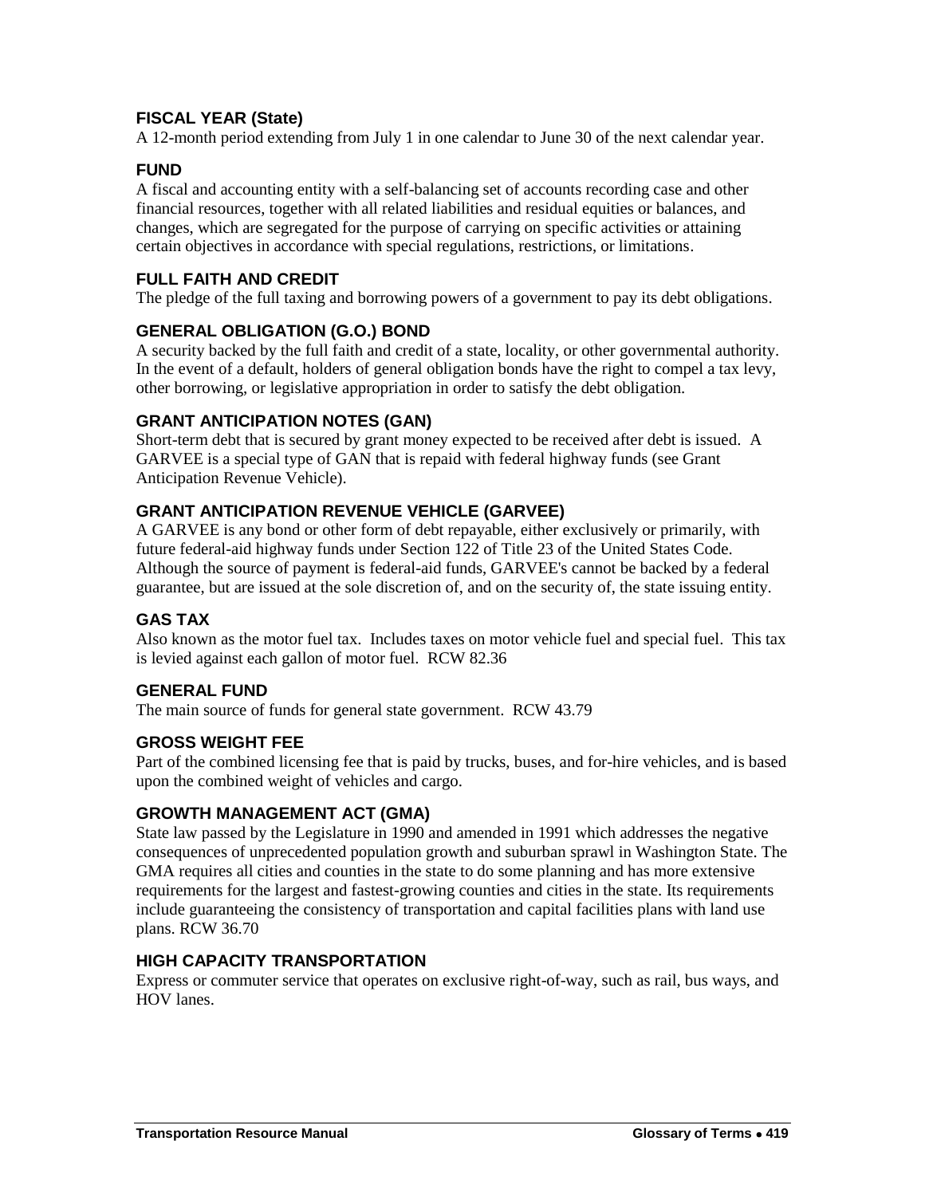### FISCAL YEAR (State)

A 12-month period extending from July 1 in one calendar to June 30 of the next calendar year.

### FUND

A fiscal and accounting entity with a self-balancing set of accounts recording case and other financial resources, together with all related liabilities and residual equities or balances, and changes, which are segregated for the purpose of carrying on specific activities or attaining certain objectives in accordance with special regulations, restrictions, or limitations.

### FULL FAITH AND CREDIT

The pledge of the full taxing and borrowing powers of a government to pay its debt obligations.

### GENERAL OBLIGATION (G.O.) BOND

A security backed by the full faith and credit of a state, locality, or other governmental authority. In the event of a default, holders of general obligation bonds have the right to compel a tax levy, other borrowing, or legislative appropriation in order to satisfy the debt obligation.

### GRANT ANTICIPATION NOTES (GAN)

Short-term debt that is secured by grant money expected to be received after debt is issued. A GARVEE is a special type of GAN that is repaid with federal highway funds (see Grant Anticipation Revenue Vehicle).

### GRANT ANTICIPATION REVENUE VEHICLE (GARVEE)

A GARVEE is any bond or other form of debt repayable, either exclusively or primarily, with future federal-aid highway funds under Section 122 of Title 23 of the United States Code. Although the source of payment is federal-aid funds, GARVEE's cannot be backed by a federal guarantee, but are issued at the sole discretion of, and on the security of, the state issuing entity.

### GAS TAX

Also known as the motor fuel tax. Includes taxes on motor vehicle fuel and special fuel. This tax is levied against each gallon of motor fuel. RCW 82.36

### GENERAL FUND

The main source of funds for general state government. RCW 43.79

### GROSS WEIGHT FEE

Part of the combined licensing fee that is paid by trucks, buses, and for-hire vehicles, and is based upon the combined weight of vehicles and cargo.

### GROWTH MANAGEMENT ACT (GMA)

State law passed by the Legislature in 1990 and amended in 1991 which addresses the negative consequences of unprecedented population growth and suburban sprawl in Washington State. The GMA requires all cities and counties in the state to do some planning and has more extensive requirements for the largest and fastest-growing counties and cities in the state. Its requirements include guaranteeing the consistency of transportation and capital facilities plans with land use plans. RCW 36.70

### HIGH CAPACITY TRANSPORTATION

Express or commuter service that operates on exclusive right-of-way, such as rail, bus ways, and HOV lanes.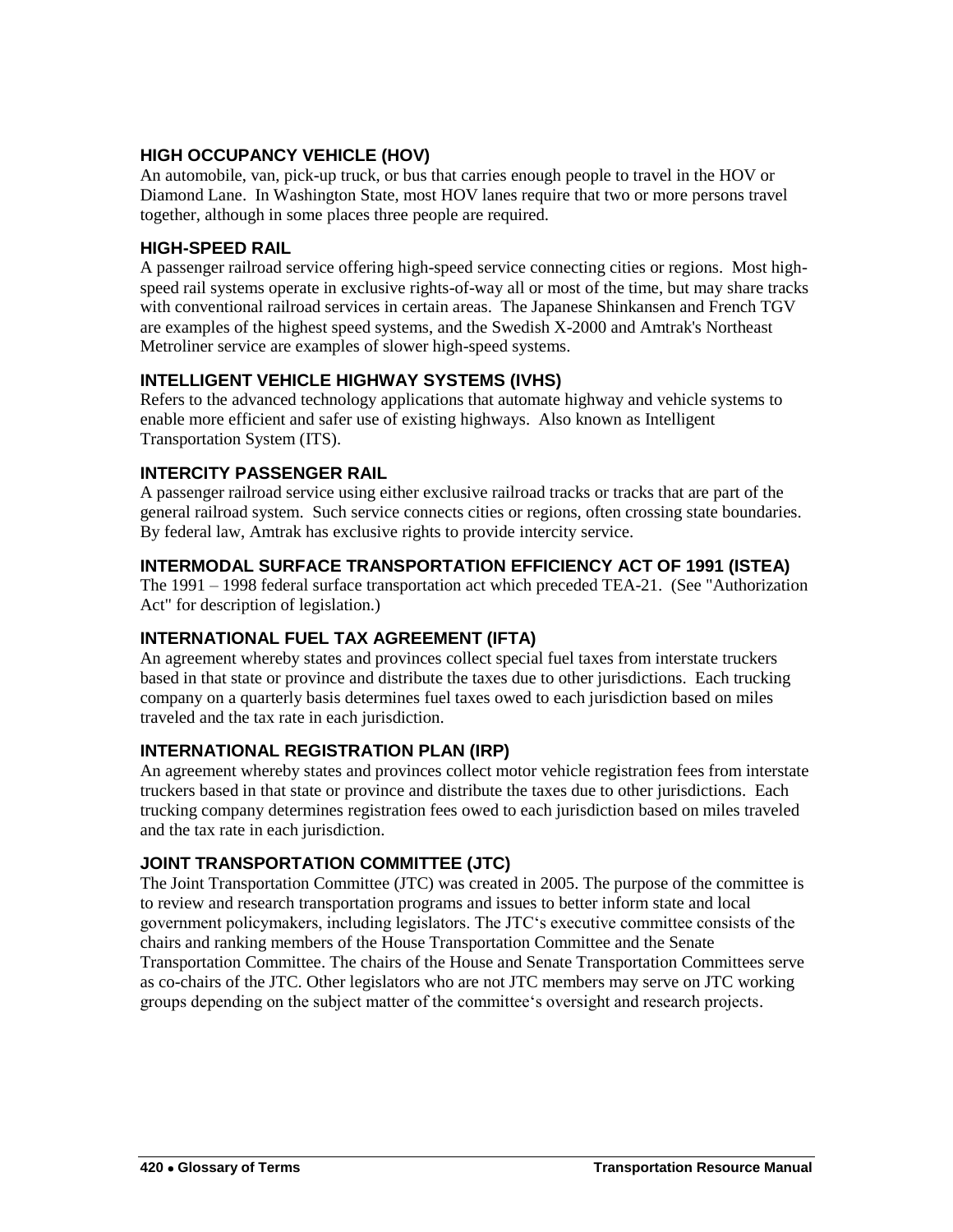### HIGH OCCUPANCY VEHICLE (HOV)

An automobile, van, pick-up truck, or bus that carries enough people to travel in the HOV or Diamond Lane. In Washington State, most HOV lanes require that two or more persons travel together, although in some places three people are required.

### HIGH-SPEED RAIL

A passenger railroad service offering high-speed service connecting cities or regions. Most high-speed rail systems operate in exclusive rights-of-way all or most of the time, but may share tracks with conventional railroad services in certain areas. The Japanese Shinkansen and French TGV are examples of the highest speed systems, and the Swedish X-2000 and Amtrak's Northeast Metroliner service are examples of slower high-speed systems.

### INTELLIGENT VEHICLE HIGHWAY SYSTEMS (IVHS)

Refers to the advanced technology applications that automate highway and vehicle systems to enable more efficient and safer use of existing highways. Also known as Intelligent Transportation System (ITS).

### INTERCITY PASSENGER RAIL

A passenger railroad service using either exclusive railroad tracks or tracks that are part of the general railroad system. Such service connects cities or regions, often crossing state boundaries. By federal law, Amtrak has exclusive rights to provide intercity service.

### INTERMODAL SURFACE TRANSPORTATION EFFICIENCY ACT OF 1991 (ISTEA)

The 1991 – 1998 federal surface transportation act which preceded TEA-21. (See "Authorization Act" for description of legislation.)

### INTERNATIONAL FUEL TAX AGREEMENT (IFTA)

An agreement whereby states and provinces collect special fuel taxes from interstate truckers based in that state or province and distribute the taxes due to other jurisdictions. Each trucking company on a quarterly basis determines fuel taxes owed to each jurisdiction based on miles traveled and the tax rate in each jurisdiction.

### INTERNATIONAL REGISTRATION PLAN (IRP)

An agreement whereby states and provinces collect motor vehicle registration fees from interstate truckers based in that state or province and distribute the taxes due to other jurisdictions. Each trucking company determines registration fees owed to each jurisdiction based on miles traveled and the tax rate in each jurisdiction.

### JOINT TRANSPORTATION COMMITTEE (JTC)

The Joint Transportation Committee (JTC) was created in 2005. The purpose of the committee is to review and research transportation programs and issues to better inform state and local government policymakers, including legislators. The JTC's executive committee consists of the chairs and ranking members of the House Transportation Committee and the Senate Transportation Committee. The chairs of the House and Senate Transportation Committees serve as co-chairs of the JTC. Other legislators who are not JTC members may serve on JTC working groups depending on the subject matter of the committee's oversight and research projects.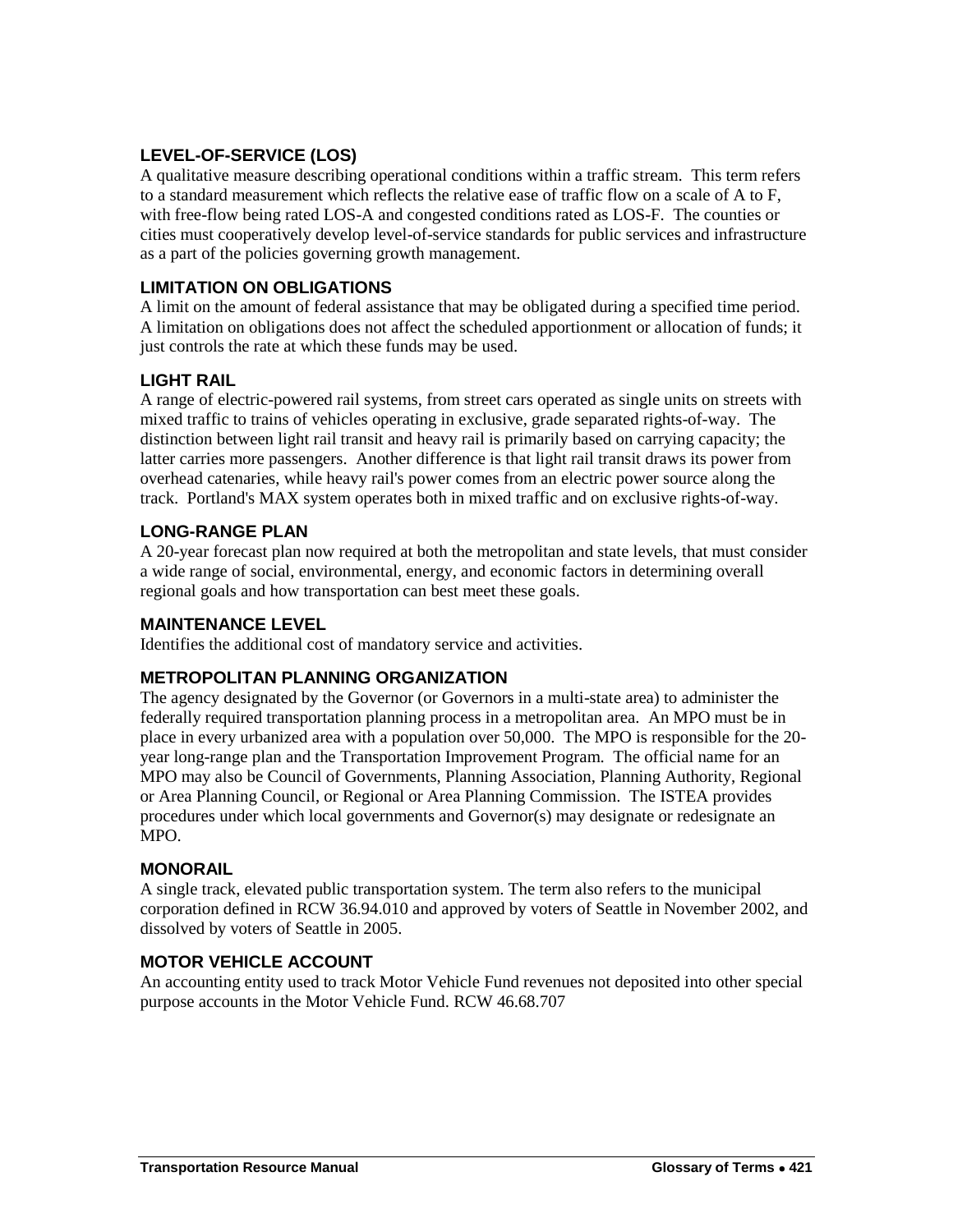### LEVEL-OF-SERVICE (LOS)

A qualitative measure describing operational conditions within a traffic stream. This term refers to a standard measurement which reflects the relative ease of traffic flow on a scale of A to F, with free-flow being rated LOS-A and congested conditions rated as LOS-F. The counties or cities must cooperatively develop level-of-service standards for public services and infrastructure as a part of the policies governing growth management.

### LIMITATION ON OBLIGATIONS

A limit on the amount of federal assistance that may be obligated during a specified time period. A limitation on obligations does not affect the scheduled apportionment or allocation of funds; it just controls the rate at which these funds may be used.

### LIGHT RAIL

A range of electric-powered rail systems, from street cars operated as single units on streets with mixed traffic to trains of vehicles operating in exclusive, grade separated rights-of-way. The distinction between light rail transit and heavy rail is primarily based on carrying capacity; the latter carries more passengers. Another difference is that light rail transit draws its power from overhead catenaries, while heavy rail's power comes from an electric power source along the track. Portland's MAX system operates both in mixed traffic and on exclusive rights-of-way.

### LONG-RANGE PLAN

A 20-year forecast plan now required at both the metropolitan and state levels, that must consider a wide range of social, environmental, energy, and economic factors in determining overall regional goals and how transportation can best meet these goals.

### MAINTENANCE LEVEL

Identifies the additional cost of mandatory service and activities.

### METROPOLITAN PLANNING ORGANIZATION

The agency designated by the Governor (or Governors in a multi-state area) to administer the federally required transportation planning process in a metropolitan area. An MPO must be in place in every urbanized area with a population over 50,000. The MPO is responsible for the 20-year long-range plan and the Transportation Improvement Program. The official name for an MPO may also be Council of Governments, Planning Association, Planning Authority, Regional or Area Planning Council, or Regional or Area Planning Commission. The ISTEA provides procedures under which local governments and Governor(s) may designate or redesignate an MPO.

### MONORAIL

A single track, elevated public transportation system. The term also refers to the municipal corporation defined in RCW 36.94.010 and approved by voters of Seattle in November 2002, and dissolved by voters of Seattle in 2005.

### MOTOR VEHICLE ACCOUNT

An accounting entity used to track Motor Vehicle Fund revenues not deposited into other special purpose accounts in the Motor Vehicle Fund. RCW 46.68.707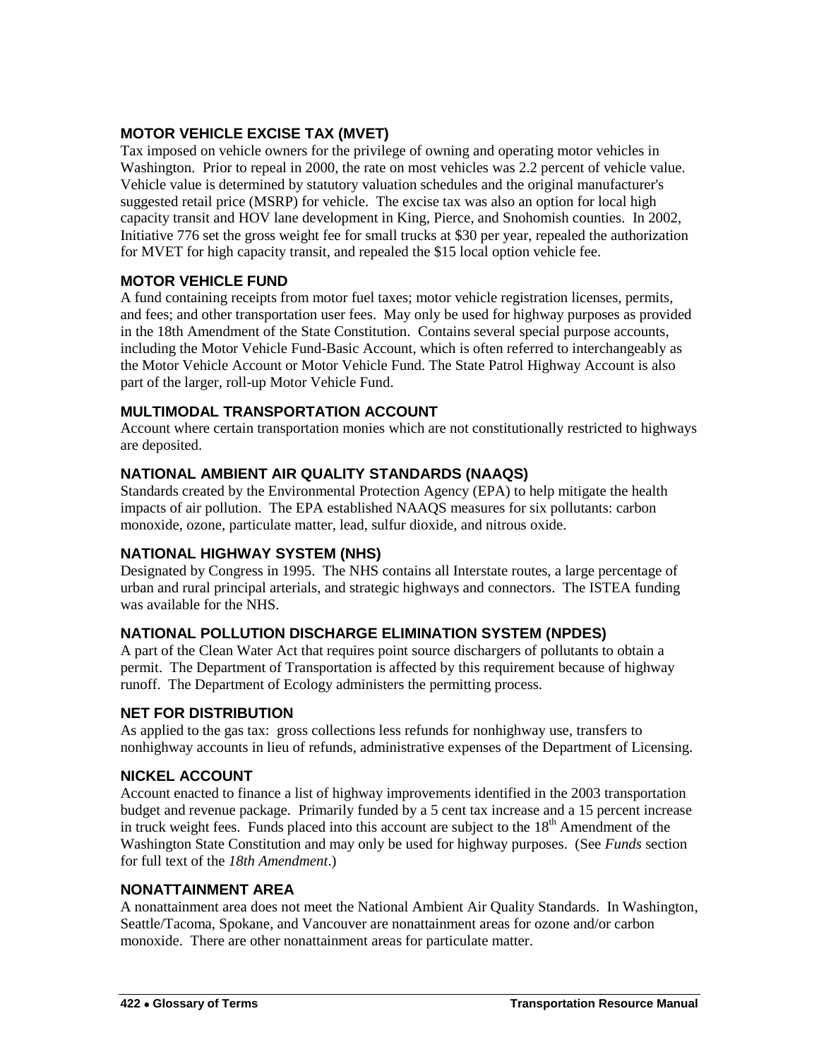### MOTOR VEHICLE EXCISE TAX (MVET)

Tax imposed on vehicle owners for the privilege of owning and operating motor vehicles in Washington. Prior to repeal in 2000, the rate on most vehicles was 2.2 percent of vehicle value. Vehicle value is determined by statutory valuation schedules and the original manufacturer's suggested retail price (MSRP) for vehicle. The excise tax was also an option for local high capacity transit and HOV lane development in King, Pierce, and Snohomish counties. In 2002, Initiative 776 set the gross weight fee for small trucks at $30 per year, repealed the authorization for MVET for high capacity transit, and repealed the $15 local option vehicle fee.

### MOTOR VEHICLE FUND

A fund containing receipts from motor fuel taxes; motor vehicle registration licenses, permits, and fees; and other transportation user fees. May only be used for highway purposes as provided in the 18th Amendment of the State Constitution. Contains several special purpose accounts, including the Motor Vehicle Fund-Basic Account, which is often referred to interchangeably as the Motor Vehicle Account or Motor Vehicle Fund. The State Patrol Highway Account is also part of the larger, roll-up Motor Vehicle Fund.

### MULTIMODAL TRANSPORTATION ACCOUNT

Account where certain transportation monies which are not constitutionally restricted to highways are deposited.

### NATIONAL AMBIENT AIR QUALITY STANDARDS (NAAQS)

Standards created by the Environmental Protection Agency (EPA) to help mitigate the health impacts of air pollution. The EPA established NAAQS measures for six pollutants: carbon monoxide, ozone, particulate matter, lead, sulfur dioxide, and nitrous oxide.

### NATIONAL HIGHWAY SYSTEM (NHS)

Designated by Congress in 1995. The NHS contains all Interstate routes, a large percentage of urban and rural principal arterials, and strategic highways and connectors. The ISTEA funding was available for the NHS.

### NATIONAL POLLUTION DISCHARGE ELIMINATION SYSTEM (NPDES)

A part of the Clean Water Act that requires point source dischargers of pollutants to obtain a permit. The Department of Transportation is affected by this requirement because of highway runoff. The Department of Ecology administers the permitting process.

### NET FOR DISTRIBUTION

As applied to the gas tax: gross collections less refunds for nonhighway use, transfers to nonhighway accounts in lieu of refunds, administrative expenses of the Department of Licensing.

### NICKEL ACCOUNT

Account enacted to finance a list of highway improvements identified in the 2003 transportation budget and revenue package. Primarily funded by a 5 cent tax increase and a 15 percent increase in truck weight fees. Funds placed into this account are subject to the 18th Amendment of the Washington State Constitution and may only be used for highway purposes. (See *Funds* section for full text of the *18th Amendment*.)

### NONATTAINMENT AREA

A nonattainment area does not meet the National Ambient Air Quality Standards. In Washington, Seattle/Tacoma, Spokane, and Vancouver are nonattainment areas for ozone and/or carbon monoxide. There are other nonattainment areas for particulate matter.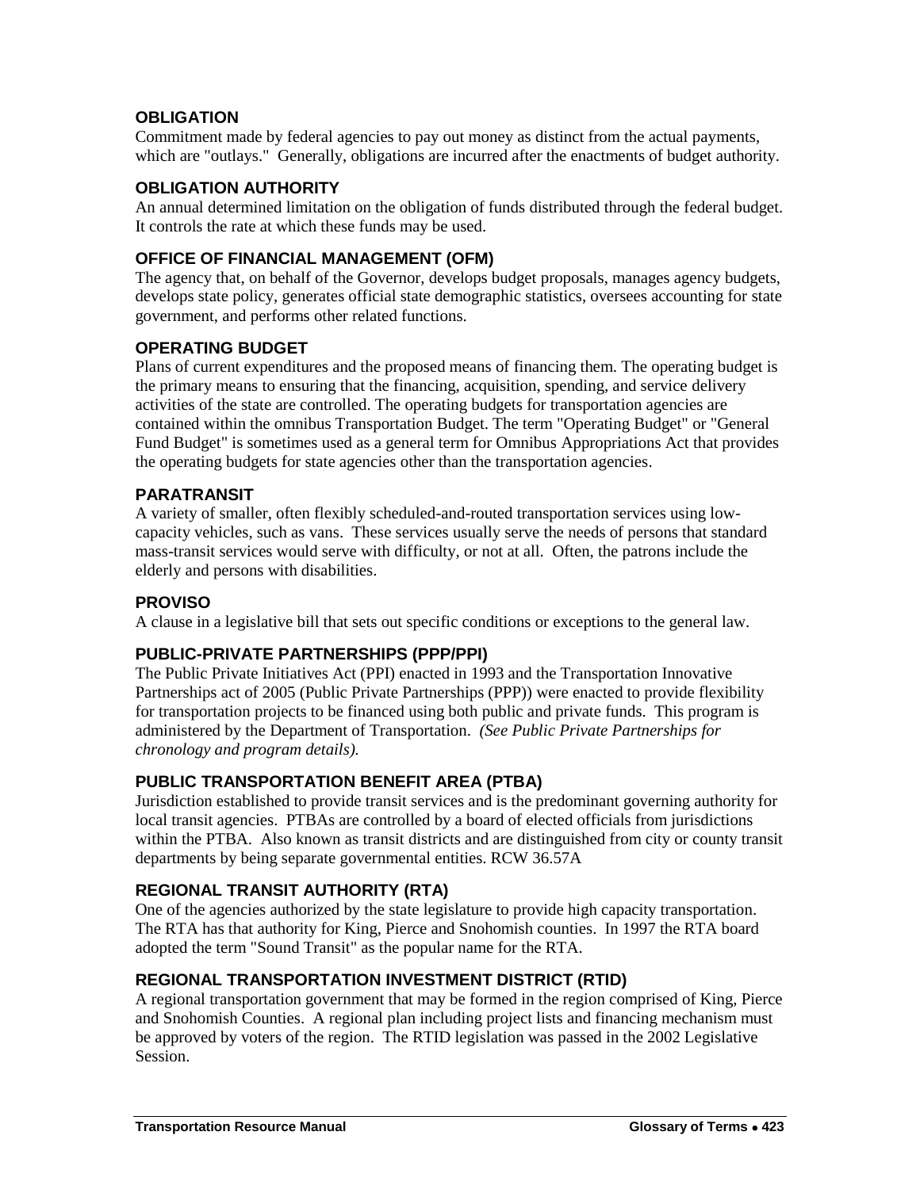### OBLIGATION

Commitment made by federal agencies to pay out money as distinct from the actual payments, which are "outlays." Generally, obligations are incurred after the enactments of budget authority.

### OBLIGATION AUTHORITY

An annual determined limitation on the obligation of funds distributed through the federal budget. It controls the rate at which these funds may be used.

### OFFICE OF FINANCIAL MANAGEMENT (OFM)

The agency that, on behalf of the Governor, develops budget proposals, manages agency budgets, develops state policy, generates official state demographic statistics, oversees accounting for state government, and performs other related functions.

### OPERATING BUDGET

Plans of current expenditures and the proposed means of financing them. The operating budget is the primary means to ensuring that the financing, acquisition, spending, and service delivery activities of the state are controlled. The operating budgets for transportation agencies are contained within the omnibus Transportation Budget. The term "Operating Budget" or "General Fund Budget" is sometimes used as a general term for Omnibus Appropriations Act that provides the operating budgets for state agencies other than the transportation agencies.

### PARATRANSIT

A variety of smaller, often flexibly scheduled-and-routed transportation services using low-capacity vehicles, such as vans. These services usually serve the needs of persons that standard mass-transit services would serve with difficulty, or not at all. Often, the patrons include the elderly and persons with disabilities.

### PROVISO

A clause in a legislative bill that sets out specific conditions or exceptions to the general law.

### PUBLIC-PRIVATE PARTNERSHIPS (PPP/PPI)

The Public Private Initiatives Act (PPI) enacted in 1993 and the Transportation Innovative Partnerships act of 2005 (Public Private Partnerships (PPP)) were enacted to provide flexibility for transportation projects to be financed using both public and private funds. This program is administered by the Department of Transportation. *(See Public Private Partnerships for chronology and program details).*

### PUBLIC TRANSPORTATION BENEFIT AREA (PTBA)

Jurisdiction established to provide transit services and is the predominant governing authority for local transit agencies. PTBAs are controlled by a board of elected officials from jurisdictions within the PTBA. Also known as transit districts and are distinguished from city or county transit departments by being separate governmental entities. RCW 36.57A

### REGIONAL TRANSIT AUTHORITY (RTA)

One of the agencies authorized by the state legislature to provide high capacity transportation. The RTA has that authority for King, Pierce and Snohomish counties. In 1997 the RTA board adopted the term "Sound Transit" as the popular name for the RTA.

### REGIONAL TRANSPORTATION INVESTMENT DISTRICT (RTID)

A regional transportation government that may be formed in the region comprised of King, Pierce and Snohomish Counties. A regional plan including project lists and financing mechanism must be approved by voters of the region. The RTID legislation was passed in the 2002 Legislative Session.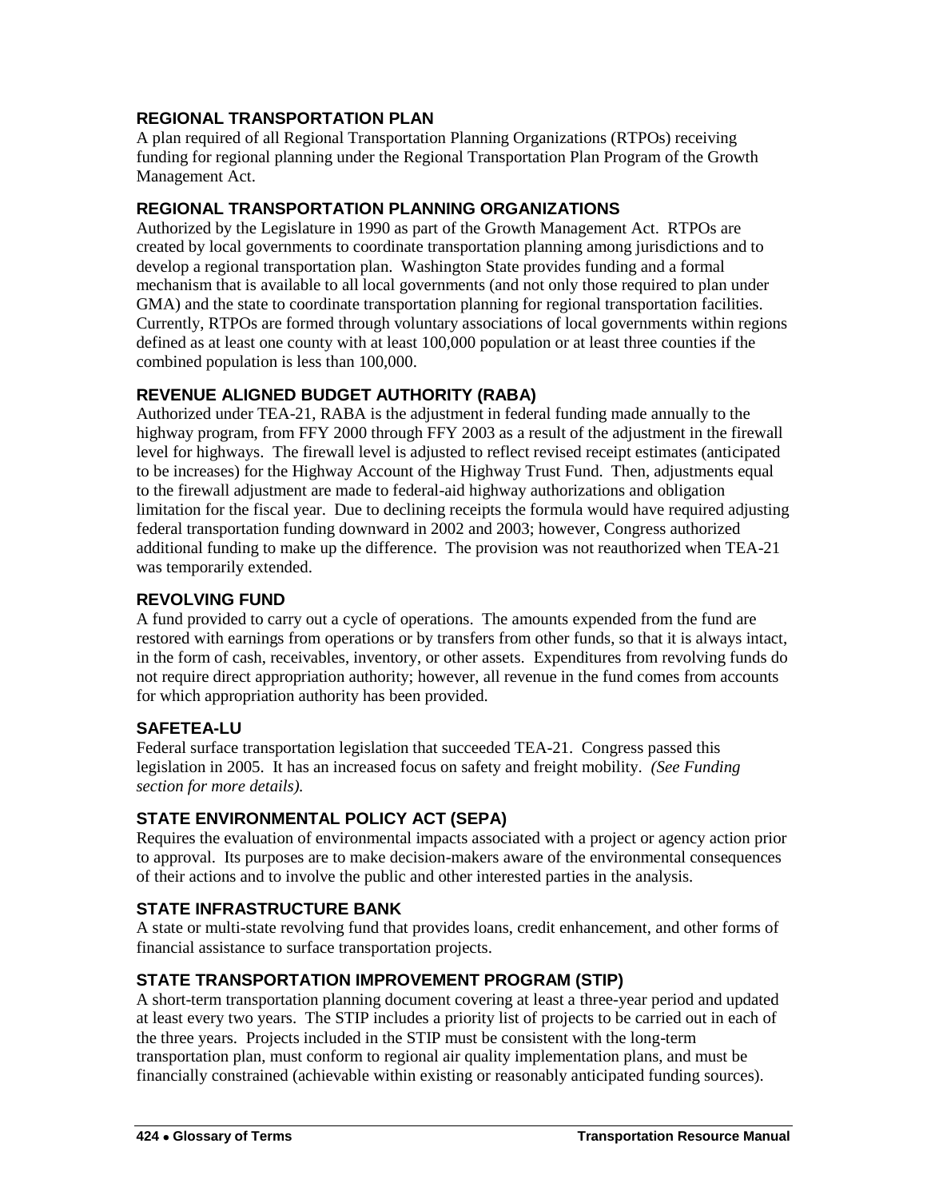### REGIONAL TRANSPORTATION PLAN

A plan required of all Regional Transportation Planning Organizations (RTPOs) receiving funding for regional planning under the Regional Transportation Plan Program of the Growth Management Act.

### REGIONAL TRANSPORTATION PLANNING ORGANIZATIONS

Authorized by the Legislature in 1990 as part of the Growth Management Act. RTPOs are created by local governments to coordinate transportation planning among jurisdictions and to develop a regional transportation plan. Washington State provides funding and a formal mechanism that is available to all local governments (and not only those required to plan under GMA) and the state to coordinate transportation planning for regional transportation facilities. Currently, RTPOs are formed through voluntary associations of local governments within regions defined as at least one county with at least 100,000 population or at least three counties if the combined population is less than 100,000.

### REVENUE ALIGNED BUDGET AUTHORITY (RABA)

Authorized under TEA-21, RABA is the adjustment in federal funding made annually to the highway program, from FFY 2000 through FFY 2003 as a result of the adjustment in the firewall level for highways. The firewall level is adjusted to reflect revised receipt estimates (anticipated to be increases) for the Highway Account of the Highway Trust Fund. Then, adjustments equal to the firewall adjustment are made to federal-aid highway authorizations and obligation limitation for the fiscal year. Due to declining receipts the formula would have required adjusting federal transportation funding downward in 2002 and 2003; however, Congress authorized additional funding to make up the difference. The provision was not reauthorized when TEA-21 was temporarily extended.

### REVOLVING FUND

A fund provided to carry out a cycle of operations. The amounts expended from the fund are restored with earnings from operations or by transfers from other funds, so that it is always intact, in the form of cash, receivables, inventory, or other assets. Expenditures from revolving funds do not require direct appropriation authority; however, all revenue in the fund comes from accounts for which appropriation authority has been provided.

### SAFETEA-LU

Federal surface transportation legislation that succeeded TEA-21. Congress passed this legislation in 2005. It has an increased focus on safety and freight mobility. *(See Funding section for more details).*

### STATE ENVIRONMENTAL POLICY ACT (SEPA)

Requires the evaluation of environmental impacts associated with a project or agency action prior to approval. Its purposes are to make decision-makers aware of the environmental consequences of their actions and to involve the public and other interested parties in the analysis.

### STATE INFRASTRUCTURE BANK

A state or multi-state revolving fund that provides loans, credit enhancement, and other forms of financial assistance to surface transportation projects.

### STATE TRANSPORTATION IMPROVEMENT PROGRAM (STIP)

A short-term transportation planning document covering at least a three-year period and updated at least every two years. The STIP includes a priority list of projects to be carried out in each of the three years. Projects included in the STIP must be consistent with the long-term transportation plan, must conform to regional air quality implementation plans, and must be financially constrained (achievable within existing or reasonably anticipated funding sources).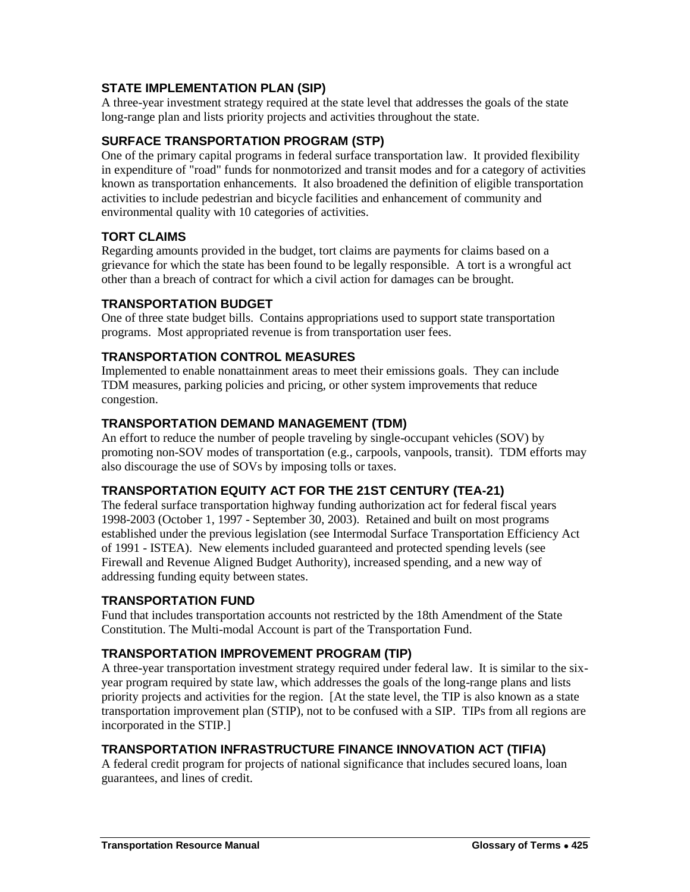### STATE IMPLEMENTATION PLAN (SIP)

A three-year investment strategy required at the state level that addresses the goals of the state long-range plan and lists priority projects and activities throughout the state.

### SURFACE TRANSPORTATION PROGRAM (STP)

One of the primary capital programs in federal surface transportation law. It provided flexibility in expenditure of "road" funds for nonmotorized and transit modes and for a category of activities known as transportation enhancements. It also broadened the definition of eligible transportation activities to include pedestrian and bicycle facilities and enhancement of community and environmental quality with 10 categories of activities.

### TORT CLAIMS

Regarding amounts provided in the budget, tort claims are payments for claims based on a grievance for which the state has been found to be legally responsible. A tort is a wrongful act other than a breach of contract for which a civil action for damages can be brought.

### TRANSPORTATION BUDGET

One of three state budget bills. Contains appropriations used to support state transportation programs. Most appropriated revenue is from transportation user fees.

### TRANSPORTATION CONTROL MEASURES

Implemented to enable nonattainment areas to meet their emissions goals. They can include TDM measures, parking policies and pricing, or other system improvements that reduce congestion.

### TRANSPORTATION DEMAND MANAGEMENT (TDM)

An effort to reduce the number of people traveling by single-occupant vehicles (SOV) by promoting non-SOV modes of transportation (e.g., carpools, vanpools, transit). TDM efforts may also discourage the use of SOVs by imposing tolls or taxes.

### TRANSPORTATION EQUITY ACT FOR THE 21ST CENTURY (TEA-21)

The federal surface transportation highway funding authorization act for federal fiscal years 1998-2003 (October 1, 1997 - September 30, 2003). Retained and built on most programs established under the previous legislation (see Intermodal Surface Transportation Efficiency Act of 1991 - ISTEA). New elements included guaranteed and protected spending levels (see Firewall and Revenue Aligned Budget Authority), increased spending, and a new way of addressing funding equity between states.

### TRANSPORTATION FUND

Fund that includes transportation accounts not restricted by the 18th Amendment of the State Constitution. The Multi-modal Account is part of the Transportation Fund.

### TRANSPORTATION IMPROVEMENT PROGRAM (TIP)

A three-year transportation investment strategy required under federal law. It is similar to the six-year program required by state law, which addresses the goals of the long-range plans and lists priority projects and activities for the region. [At the state level, the TIP is also known as a state transportation improvement plan (STIP), not to be confused with a SIP. TIPs from all regions are incorporated in the STIP.]

### TRANSPORTATION INFRASTRUCTURE FINANCE INNOVATION ACT (TIFIA)

A federal credit program for projects of national significance that includes secured loans, loan guarantees, and lines of credit.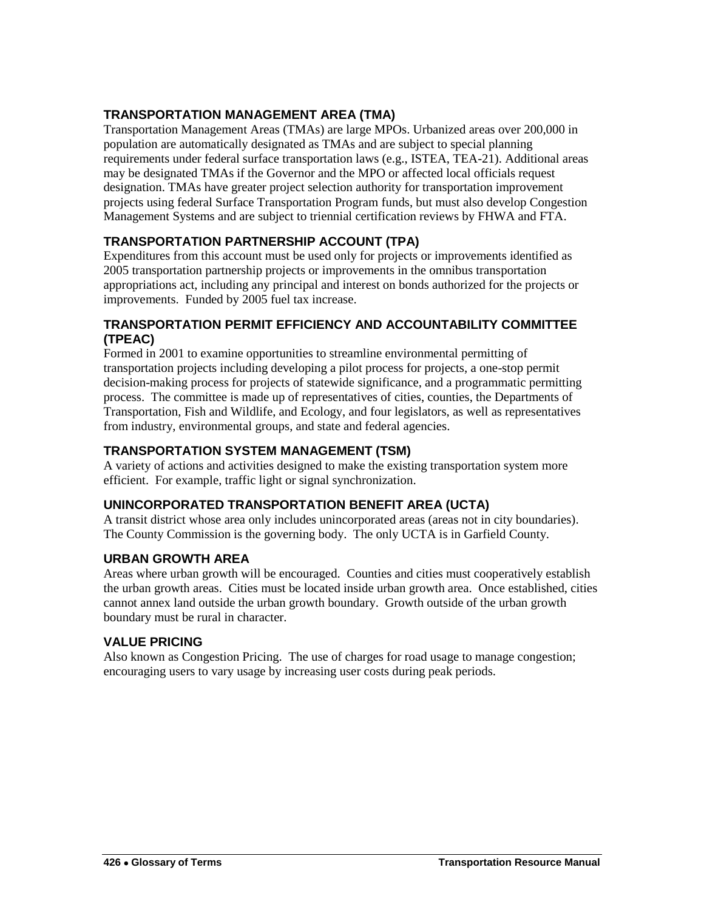### TRANSPORTATION MANAGEMENT AREA (TMA)

Transportation Management Areas (TMAs) are large MPOs. Urbanized areas over 200,000 in population are automatically designated as TMAs and are subject to special planning requirements under federal surface transportation laws (e.g., ISTEA, TEA-21). Additional areas may be designated TMAs if the Governor and the MPO or affected local officials request designation. TMAs have greater project selection authority for transportation improvement projects using federal Surface Transportation Program funds, but must also develop Congestion Management Systems and are subject to triennial certification reviews by FHWA and FTA.

### TRANSPORTATION PARTNERSHIP ACCOUNT (TPA)

Expenditures from this account must be used only for projects or improvements identified as 2005 transportation partnership projects or improvements in the omnibus transportation appropriations act, including any principal and interest on bonds authorized for the projects or improvements. Funded by 2005 fuel tax increase.

### TRANSPORTATION PERMIT EFFICIENCY AND ACCOUNTABILITY COMMITTEE (TPEAC)

Formed in 2001 to examine opportunities to streamline environmental permitting of transportation projects including developing a pilot process for projects, a one-stop permit decision-making process for projects of statewide significance, and a programmatic permitting process. The committee is made up of representatives of cities, counties, the Departments of Transportation, Fish and Wildlife, and Ecology, and four legislators, as well as representatives from industry, environmental groups, and state and federal agencies.

### TRANSPORTATION SYSTEM MANAGEMENT (TSM)

A variety of actions and activities designed to make the existing transportation system more efficient. For example, traffic light or signal synchronization.

### UNINCORPORATED TRANSPORTATION BENEFIT AREA (UCTA)

A transit district whose area only includes unincorporated areas (areas not in city boundaries). The County Commission is the governing body. The only UCTA is in Garfield County.

### URBAN GROWTH AREA

Areas where urban growth will be encouraged. Counties and cities must cooperatively establish the urban growth areas. Cities must be located inside urban growth area. Once established, cities cannot annex land outside the urban growth boundary. Growth outside of the urban growth boundary must be rural in character.

### VALUE PRICING

Also known as Congestion Pricing. The use of charges for road usage to manage congestion; encouraging users to vary usage by increasing user costs during peak periods.